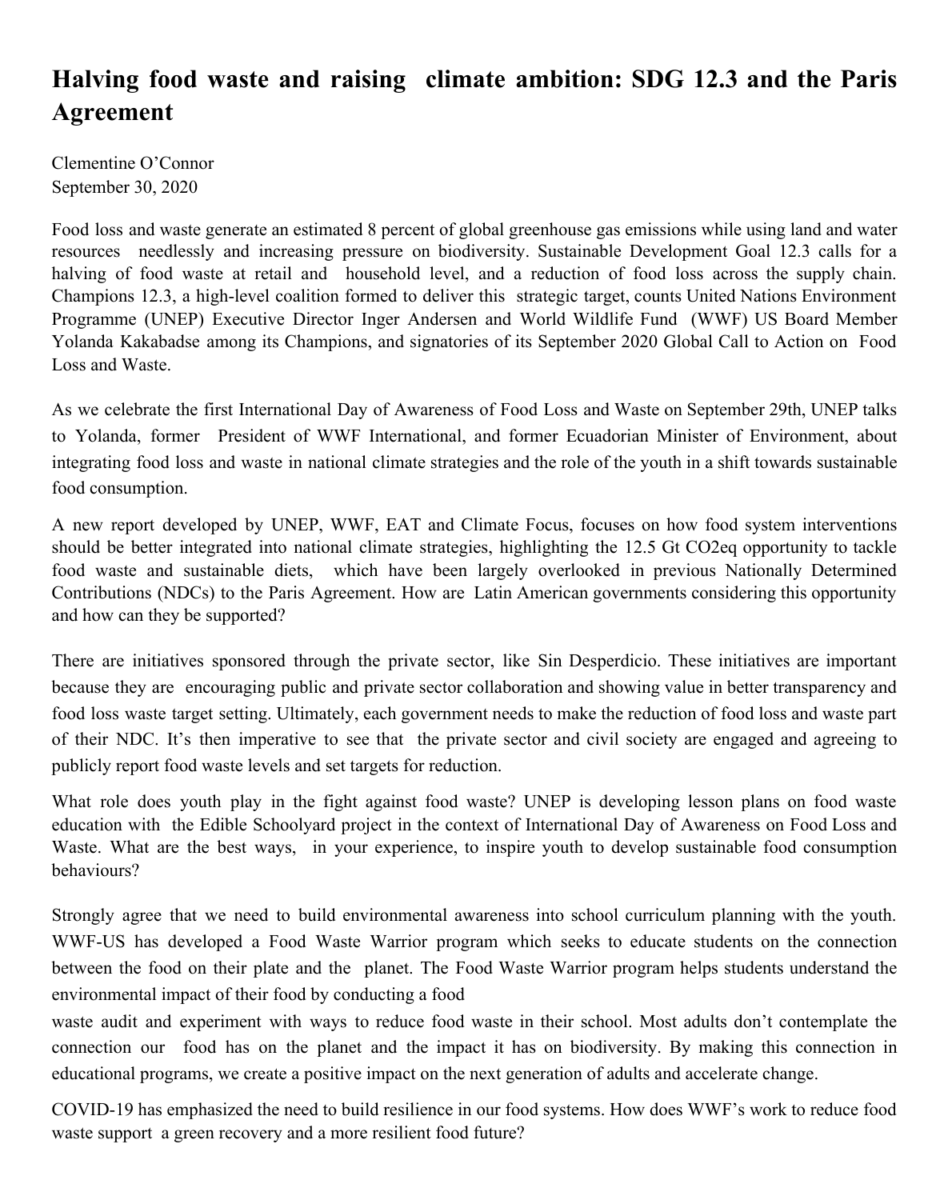# Halving food waste and raising climate ambition: SDG 12.3 and the Paris Agreement

Clementine O'Connor
September 30, 2020

Food loss and waste generate an estimated 8 percent of global greenhouse gas emissions while using land and water resources needlessly and increasing pressure on biodiversity. Sustainable Development Goal 12.3 calls for a halving of food waste at retail and household level, and a reduction of food loss across the supply chain. Champions 12.3, a high-level coalition formed to deliver this strategic target, counts United Nations Environment Programme (UNEP) Executive Director Inger Andersen and World Wildlife Fund (WWF) US Board Member Yolanda Kakabadse among its Champions, and signatories of its September 2020 Global Call to Action on Food Loss and Waste.

As we celebrate the first International Day of Awareness of Food Loss and Waste on September 29th, UNEP talks to Yolanda, former President of WWF International, and former Ecuadorian Minister of Environment, about integrating food loss and waste in national climate strategies and the role of the youth in a shift towards sustainable food consumption.

A new report developed by UNEP, WWF, EAT and Climate Focus, focuses on how food system interventions should be better integrated into national climate strategies, highlighting the 12.5 Gt CO2eq opportunity to tackle food waste and sustainable diets, which have been largely overlooked in previous Nationally Determined Contributions (NDCs) to the Paris Agreement. How are Latin American governments considering this opportunity and how can they be supported?

There are initiatives sponsored through the private sector, like Sin Desperdicio. These initiatives are important because they are encouraging public and private sector collaboration and showing value in better transparency and food loss waste target setting. Ultimately, each government needs to make the reduction of food loss and waste part of their NDC. It's then imperative to see that the private sector and civil society are engaged and agreeing to publicly report food waste levels and set targets for reduction.

What role does youth play in the fight against food waste? UNEP is developing lesson plans on food waste education with the Edible Schoolyard project in the context of International Day of Awareness on Food Loss and Waste. What are the best ways, in your experience, to inspire youth to develop sustainable food consumption behaviours?

Strongly agree that we need to build environmental awareness into school curriculum planning with the youth. WWF-US has developed a Food Waste Warrior program which seeks to educate students on the connection between the food on their plate and the planet. The Food Waste Warrior program helps students understand the environmental impact of their food by conducting a food waste audit and experiment with ways to reduce food waste in their school. Most adults don't contemplate the connection our food has on the planet and the impact it has on biodiversity. By making this connection in educational programs, we create a positive impact on the next generation of adults and accelerate change.

COVID-19 has emphasized the need to build resilience in our food systems. How does WWF's work to reduce food waste support a green recovery and a more resilient food future?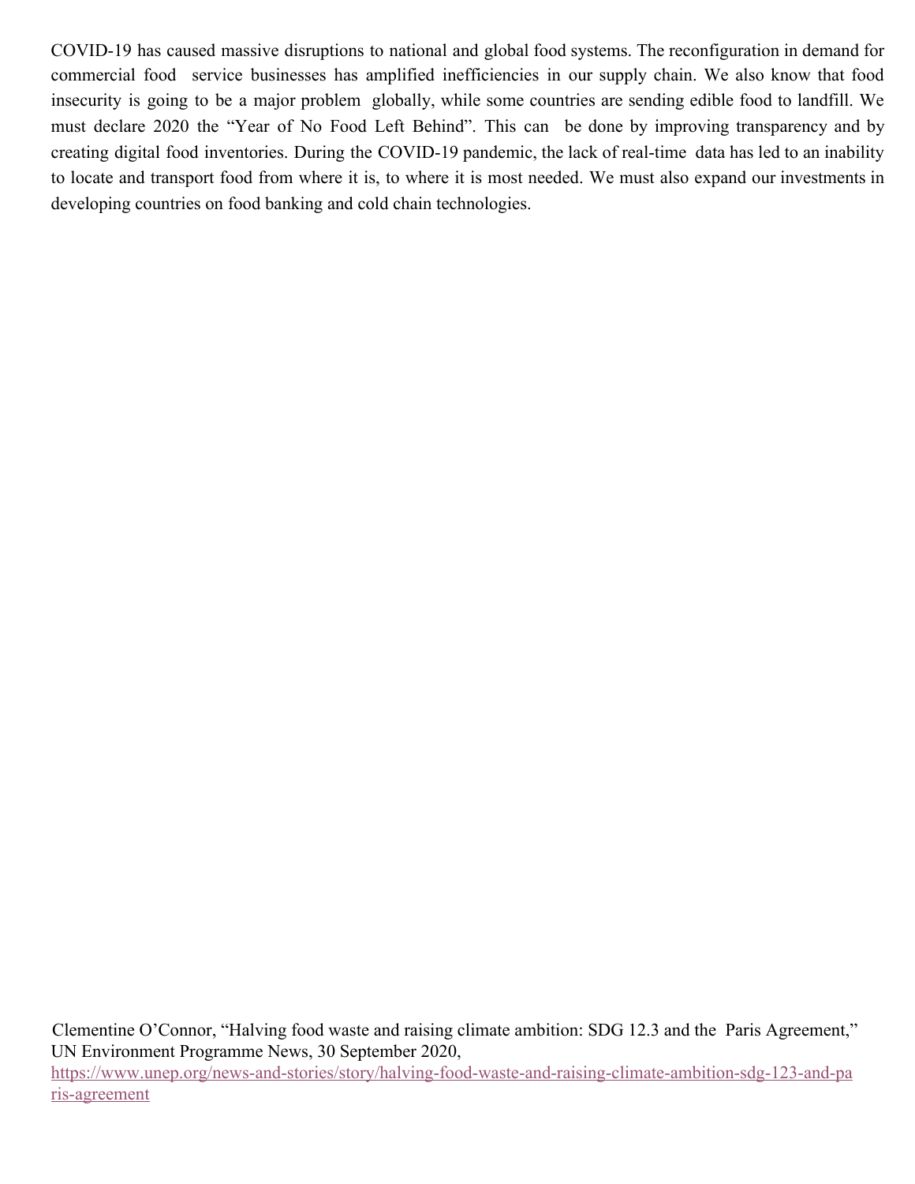COVID-19 has caused massive disruptions to national and global food systems. The reconfiguration in demand for commercial food service businesses has amplified inefficiencies in our supply chain. We also know that food insecurity is going to be a major problem globally, while some countries are sending edible food to landfill. We must declare 2020 the "Year of No Food Left Behind". This can be done by improving transparency and by creating digital food inventories. During the COVID-19 pandemic, the lack of real-time data has led to an inability to locate and transport food from where it is, to where it is most needed. We must also expand our investments in developing countries on food banking and cold chain technologies.

Clementine O'Connor, "Halving food waste and raising climate ambition: SDG 12.3 and the Paris Agreement," UN Environment Programme News, 30 September 2020, [https://www.unep.org/news-and-stories/story/halving-food-waste-and-raising-climate-ambition-sdg-123-and-paris-agreement](https://www.unep.org/news-and-stories/story/halving-food-waste-and-raising-climate-ambition-sdg-123-and-paris-agreement)